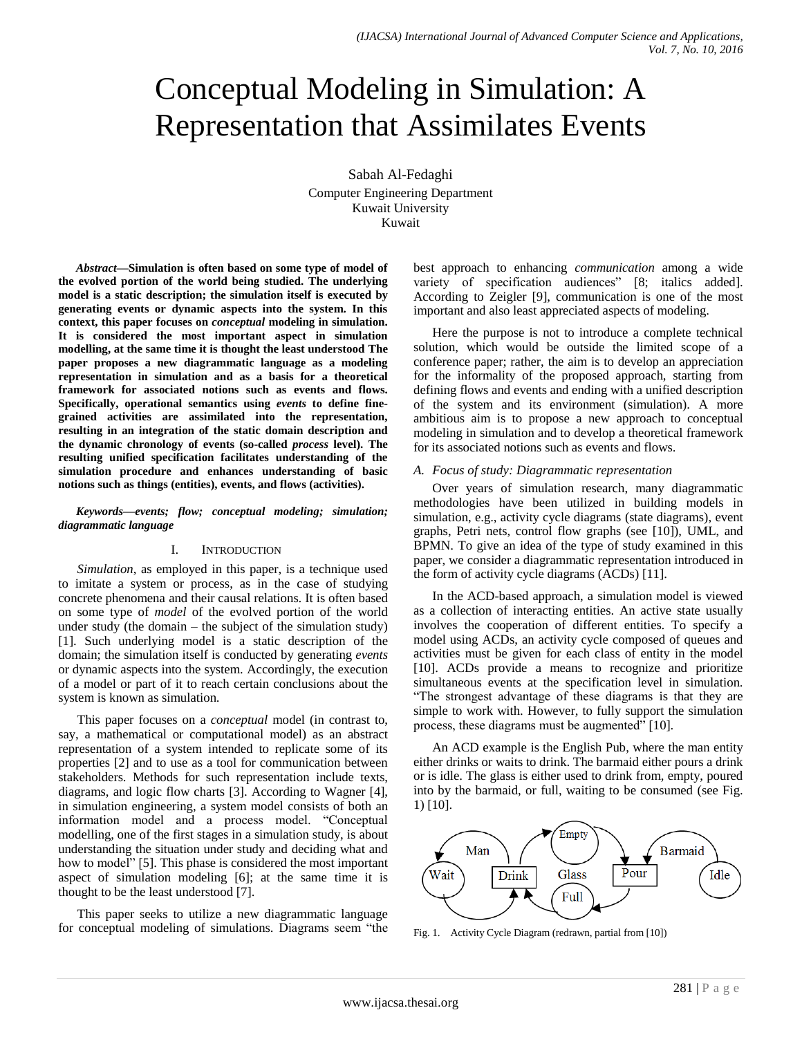# Conceptual Modeling in Simulation: A Representation that Assimilates Events

Sabah Al-Fedaghi
Computer Engineering Department
Kuwait University
Kuwait

***Abstract*—Simulation is often based on some type of model of the evolved portion of the world being studied. The underlying model is a static description; the simulation itself is executed by generating events or dynamic aspects into the system. In this context, this paper focuses on *conceptual* modeling in simulation. It is considered the most important aspect in simulation modelling, at the same time it is thought the least understood The paper proposes a new diagrammatic language as a modeling representation in simulation and as a basis for a theoretical framework for associated notions such as events and flows. Specifically, operational semantics using *events* to define fine-grained activities are assimilated into the representation, resulting in an integration of the static domain description and the dynamic chronology of events (so-called *process* level). The resulting unified specification facilitates understanding of the simulation procedure and enhances understanding of basic notions such as things (entities), events, and flows (activities).**

***Keywords*—events; flow; conceptual modeling; simulation; diagrammatic language**

## I. Introduction

*Simulation*, as employed in this paper, is a technique used to imitate a system or process, as in the case of studying concrete phenomena and their causal relations. It is often based on some type of *model* of the evolved portion of the world under study (the domain – the subject of the simulation study) [1]. Such underlying model is a static description of the domain; the simulation itself is conducted by generating *events* or dynamic aspects into the system. Accordingly, the execution of a model or part of it to reach certain conclusions about the system is known as simulation.

This paper focuses on a *conceptual* model (in contrast to, say, a mathematical or computational model) as an abstract representation of a system intended to replicate some of its properties [2] and to use as a tool for communication between stakeholders. Methods for such representation include texts, diagrams, and logic flow charts [3]. According to Wagner [4], in simulation engineering, a system model consists of both an information model and a process model. "Conceptual modelling, one of the first stages in a simulation study, is about understanding the situation under study and deciding what and how to model" [5]. This phase is considered the most important aspect of simulation modeling [6]; at the same time it is thought to be the least understood [7].

This paper seeks to utilize a new diagrammatic language for conceptual modeling of simulations. Diagrams seem "the best approach to enhancing *communication* among a wide variety of specification audiences" [8; italics added]. According to Zeigler [9], communication is one of the most important and also least appreciated aspects of modeling.

Here the purpose is not to introduce a complete technical solution, which would be outside the limited scope of a conference paper; rather, the aim is to develop an appreciation for the informality of the proposed approach, starting from defining flows and events and ending with a unified description of the system and its environment (simulation). A more ambitious aim is to propose a new approach to conceptual modeling in simulation and to develop a theoretical framework for its associated notions such as events and flows.

### A. Focus of study: Diagrammatic representation

Over years of simulation research, many diagrammatic methodologies have been utilized in building models in simulation, e.g., activity cycle diagrams (state diagrams), event graphs, Petri nets, control flow graphs (see [10]), UML, and BPMN. To give an idea of the type of study examined in this paper, we consider a diagrammatic representation introduced in the form of activity cycle diagrams (ACDs) [11].

In the ACD-based approach, a simulation model is viewed as a collection of interacting entities. An active state usually involves the cooperation of different entities. To specify a model using ACDs, an activity cycle composed of queues and activities must be given for each class of entity in the model [10]. ACDs provide a means to recognize and prioritize simultaneous events at the specification level in simulation. "The strongest advantage of these diagrams is that they are simple to work with. However, to fully support the simulation process, these diagrams must be augmented" [10].

An ACD example is the English Pub, where the man entity either drinks or waits to drink. The barmaid either pours a drink or is idle. The glass is either used to drink from, empty, poured into by the barmaid, or full, waiting to be consumed (see Fig. 1) [10].

Fig. 1. Activity Cycle Diagram (redrawn, partial from [10])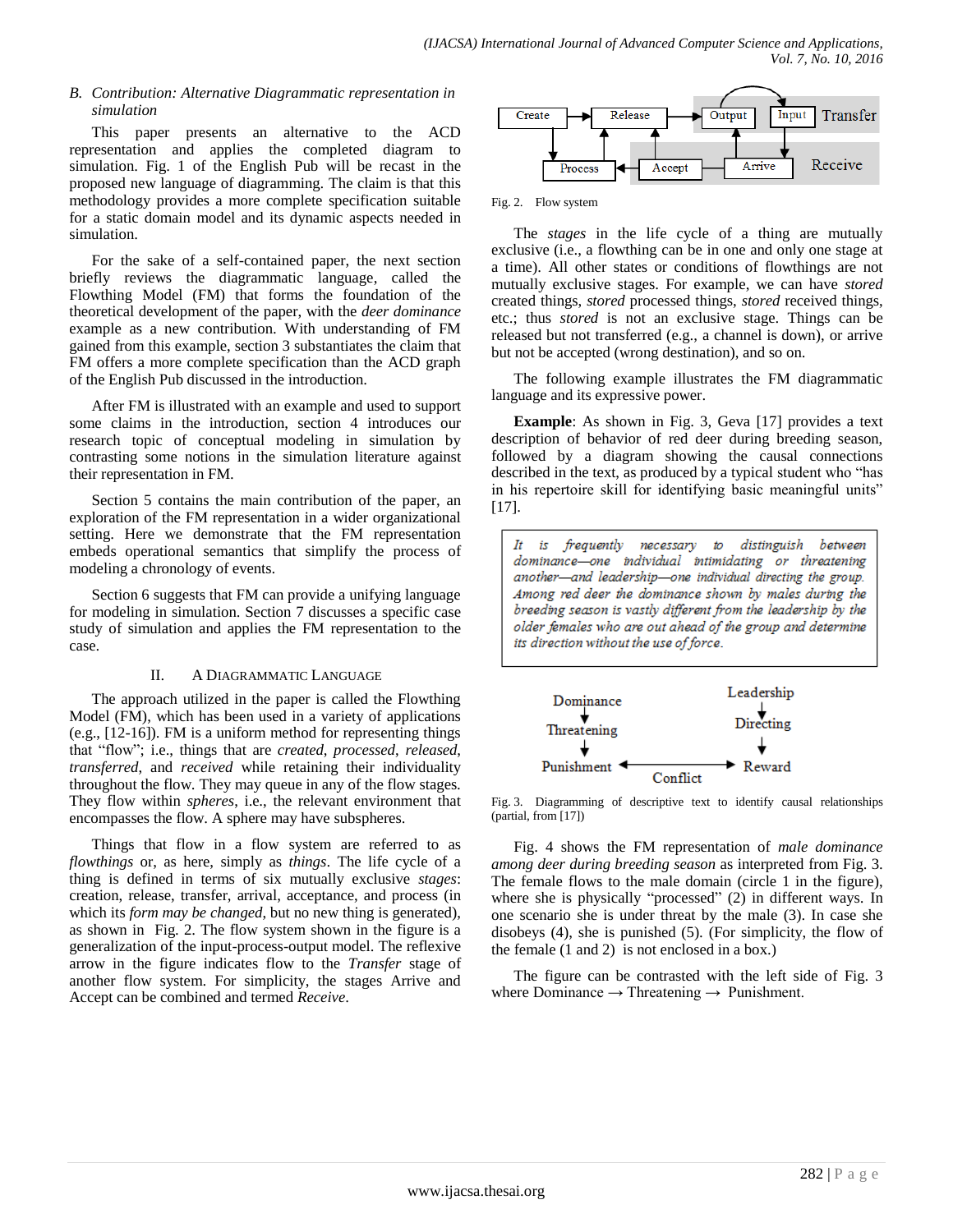### B. Contribution: Alternative Diagrammatic representation in simulation

This paper presents an alternative to the ACD representation and applies the completed diagram to simulation. Fig. 1 of the English Pub will be recast in the proposed new language of diagramming. The claim is that this methodology provides a more complete specification suitable for a static domain model and its dynamic aspects needed in simulation.

For the sake of a self-contained paper, the next section briefly reviews the diagrammatic language, called the Flowthing Model (FM) that forms the foundation of the theoretical development of the paper, with the *deer dominance* example as a new contribution. With understanding of FM gained from this example, section 3 substantiates the claim that FM offers a more complete specification than the ACD graph of the English Pub discussed in the introduction.

After FM is illustrated with an example and used to support some claims in the introduction, section 4 introduces our research topic of conceptual modeling in simulation by contrasting some notions in the simulation literature against their representation in FM.

Section 5 contains the main contribution of the paper, an exploration of the FM representation in a wider organizational setting. Here we demonstrate that the FM representation embeds operational semantics that simplify the process of modeling a chronology of events.

Section 6 suggests that FM can provide a unifying language for modeling in simulation. Section 7 discusses a specific case study of simulation and applies the FM representation to the case.

## II. A Diagrammatic Language

The approach utilized in the paper is called the Flowthing Model (FM), which has been used in a variety of applications (e.g., [12-16]). FM is a uniform method for representing things that "flow"; i.e., things that are *created*, *processed*, *released*, *transferred*, and *received* while retaining their individuality throughout the flow. They may queue in any of the flow stages. They flow within *spheres*, i.e., the relevant environment that encompasses the flow. A sphere may have subspheres.

Things that flow in a flow system are referred to as *flowthings* or, as here, simply as *things*. The life cycle of a thing is defined in terms of six mutually exclusive *stages*: creation, release, transfer, arrival, acceptance, and process (in which its *form may be changed*, but no new thing is generated), as shown in Fig. 2. The flow system shown in the figure is a generalization of the input-process-output model. The reflexive arrow in the figure indicates flow to the *Transfer* stage of another flow system. For simplicity, the stages Arrive and Accept can be combined and termed *Receive*.

Fig. 2. Flow system

The *stages* in the life cycle of a thing are mutually exclusive (i.e., a flowthing can be in one and only one stage at a time). All other states or conditions of flowthings are not mutually exclusive stages. For example, we can have *stored* created things, *stored* processed things, *stored* received things, etc.; thus *stored* is not an exclusive stage. Things can be released but not transferred (e.g., a channel is down), or arrive but not be accepted (wrong destination), and so on.

The following example illustrates the FM diagrammatic language and its expressive power.

**Example**: As shown in Fig. 3, Geva [17] provides a text description of behavior of red deer during breeding season, followed by a diagram showing the causal connections described in the text, as produced by a typical student who "has in his repertoire skill for identifying basic meaningful units" [17].

> *It is frequently necessary to distinguish between dominance—one individual intimidating or threatening another—and leadership—one individual directing the group. Among red deer the dominance shown by males during the breeding season is vastly different from the leadership by the older females who are out ahead of the group and determine its direction without the use of force.*

Fig. 3. Diagramming of descriptive text to identify causal relationships (partial, from [17])

Fig. 4 shows the FM representation of *male dominance among deer during breeding season* as interpreted from Fig. 3. The female flows to the male domain (circle 1 in the figure), where she is physically "processed" (2) in different ways. In one scenario she is under threat by the male (3). In case she disobeys (4), she is punished (5). (For simplicity, the flow of the female (1 and 2) is not enclosed in a box.)

The figure can be contrasted with the left side of Fig. 3 where Dominance → Threatening → Punishment.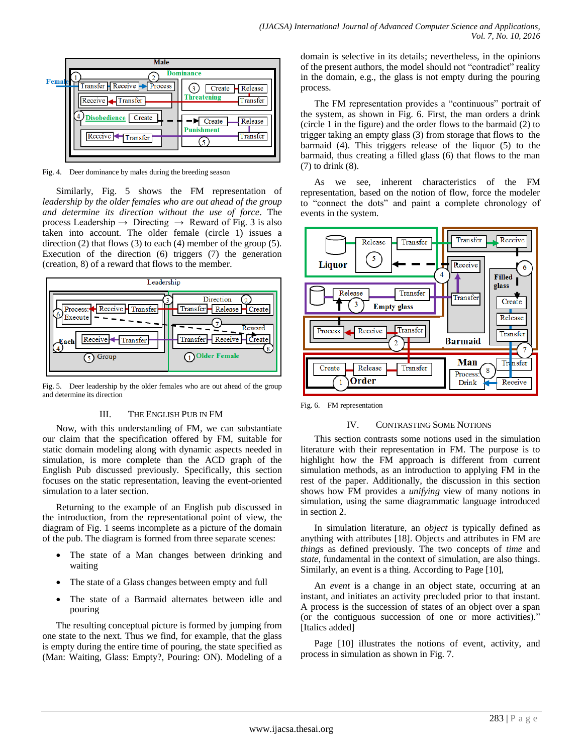Fig. 4. Deer dominance by males during the breeding season

Similarly, Fig. 5 shows the FM representation of *leadership by the older females who are out ahead of the group and determine its direction without the use of force*. The process Leadership → Directing → Reward of Fig. 3 is also taken into account. The older female (circle 1) issues a direction (2) that flows (3) to each (4) member of the group (5). Execution of the direction (6) triggers (7) the generation (creation, 8) of a reward that flows to the member.

Fig. 5. Deer leadership by the older females who are out ahead of the group and determine its direction

## III. The English Pub in FM

Now, with this understanding of FM, we can substantiate our claim that the specification offered by FM, suitable for static domain modeling along with dynamic aspects needed in simulation, is more complete than the ACD graph of the English Pub discussed previously. Specifically, this section focuses on the static representation, leaving the event-oriented simulation to a later section.

Returning to the example of an English pub discussed in the introduction, from the representational point of view, the diagram of Fig. 1 seems incomplete as a picture of the domain of the pub. The diagram is formed from three separate scenes:

- The state of a Man changes between drinking and waiting
- The state of a Glass changes between empty and full
- The state of a Barmaid alternates between idle and pouring

The resulting conceptual picture is formed by jumping from one state to the next. Thus we find, for example, that the glass is empty during the entire time of pouring, the state specified as (Man: Waiting, Glass: Empty?, Pouring: ON). Modeling of a domain is selective in its details; nevertheless, in the opinions of the present authors, the model should not "contradict" reality in the domain, e.g., the glass is not empty during the pouring process.

The FM representation provides a "continuous" portrait of the system, as shown in Fig. 6. First, the man orders a drink (circle 1 in the figure) and the order flows to the barmaid (2) to trigger taking an empty glass (3) from storage that flows to the barmaid (4). This triggers release of the liquor (5) to the barmaid, thus creating a filled glass (6) that flows to the man (7) to drink (8).

As we see, inherent characteristics of the FM representation, based on the notion of flow, force the modeler to "connect the dots" and paint a complete chronology of events in the system.

Fig. 6. FM representation

## IV. Contrasting Some Notions

This section contrasts some notions used in the simulation literature with their representation in FM. The purpose is to highlight how the FM approach is different from current simulation methods, as an introduction to applying FM in the rest of the paper. Additionally, the discussion in this section shows how FM provides a *unifying* view of many notions in simulation, using the same diagrammatic language introduced in section 2.

In simulation literature, an *object* is typically defined as anything with attributes [18]. Objects and attributes in FM are *things* as defined previously. The two concepts of *time* and *state*, fundamental in the context of simulation, are also things. Similarly, an event is a thing. According to Page [10],

An *event* is a change in an object state, occurring at an instant, and initiates an activity precluded prior to that instant. A process is the succession of states of an object over a span (or the contiguous succession of one or more activities)." [Italics added]

Page [10] illustrates the notions of event, activity, and process in simulation as shown in Fig. 7.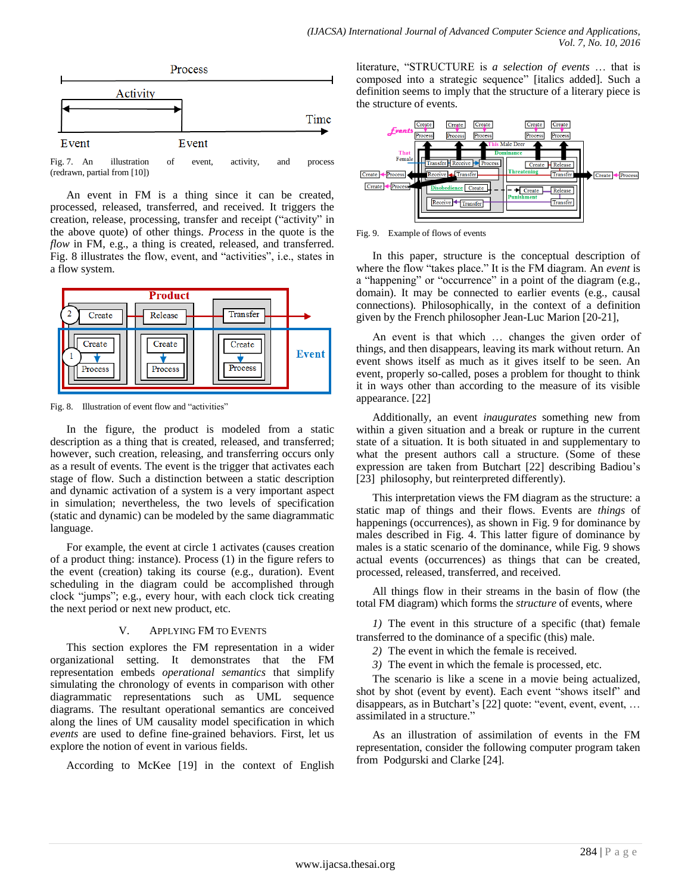Fig. 7. An illustration of event, activity, and process (redrawn, partial from [10])

An event in FM is a thing since it can be created, processed, released, transferred, and received. It triggers the creation, release, processing, transfer and receipt ("activity" in the above quote) of other things. *Process* in the quote is the *flow* in FM, e.g., a thing is created, released, and transferred. Fig. 8 illustrates the flow, event, and "activities", i.e., states in a flow system.

Fig. 8. Illustration of event flow and "activities"

In the figure, the product is modeled from a static description as a thing that is created, released, and transferred; however, such creation, releasing, and transferring occurs only as a result of events. The event is the trigger that activates each stage of flow. Such a distinction between a static description and dynamic activation of a system is a very important aspect in simulation; nevertheless, the two levels of specification (static and dynamic) can be modeled by the same diagrammatic language.

For example, the event at circle 1 activates (causes creation of a product thing: instance). Process (1) in the figure refers to the event (creation) taking its course (e.g., duration). Event scheduling in the diagram could be accomplished through clock "jumps"; e.g., every hour, with each clock tick creating the next period or next new product, etc.

## V. Applying FM to Events

This section explores the FM representation in a wider organizational setting. It demonstrates that the FM representation embeds *operational semantics* that simplify simulating the chronology of events in comparison with other diagrammatic representations such as UML sequence diagrams. The resultant operational semantics are conceived along the lines of UM causality model specification in which *events* are used to define fine-grained behaviors. First, let us explore the notion of event in various fields.

According to McKee [19] in the context of English literature, "STRUCTURE is *a selection of events* … that is composed into a strategic sequence" [italics added]. Such a definition seems to imply that the structure of a literary piece is the structure of events.

Fig. 9. Example of flows of events

In this paper, structure is the conceptual description of where the flow "takes place." It is the FM diagram. An *event* is a "happening" or "occurrence" in a point of the diagram (e.g., domain). It may be connected to earlier events (e.g., causal connections). Philosophically, in the context of a definition given by the French philosopher Jean-Luc Marion [20-21],

> An event is that which … changes the given order of things, and then disappears, leaving its mark without return. An event shows itself as much as it gives itself to be seen. An event, properly so-called, poses a problem for thought to think it in ways other than according to the measure of its visible appearance. [22]

Additionally, an event *inaugurates* something new from within a given situation and a break or rupture in the current state of a situation. It is both situated in and supplementary to what the present authors call a structure. (Some of these expression are taken from Butchart [22] describing Badiou's [23] philosophy, but reinterpreted differently).

This interpretation views the FM diagram as the structure: a static map of things and their flows. Events are *things* of happenings (occurrences), as shown in Fig. 9 for dominance by males described in Fig. 4. This latter figure of dominance by males is a static scenario of the dominance, while Fig. 9 shows actual events (occurrences) as things that can be created, processed, released, transferred, and received.

All things flow in their streams in the basin of flow (the total FM diagram) which forms the *structure* of events, where

*1)* The event in this structure of a specific (that) female transferred to the dominance of a specific (this) male.

*2)* The event in which the female is received.

*3)* The event in which the female is processed, etc.

The scenario is like a scene in a movie being actualized, shot by shot (event by event). Each event "shows itself" and disappears, as in Butchart's [22] quote: "event, event, event, … assimilated in a structure."

As an illustration of assimilation of events in the FM representation, consider the following computer program taken from Podgurski and Clarke [24].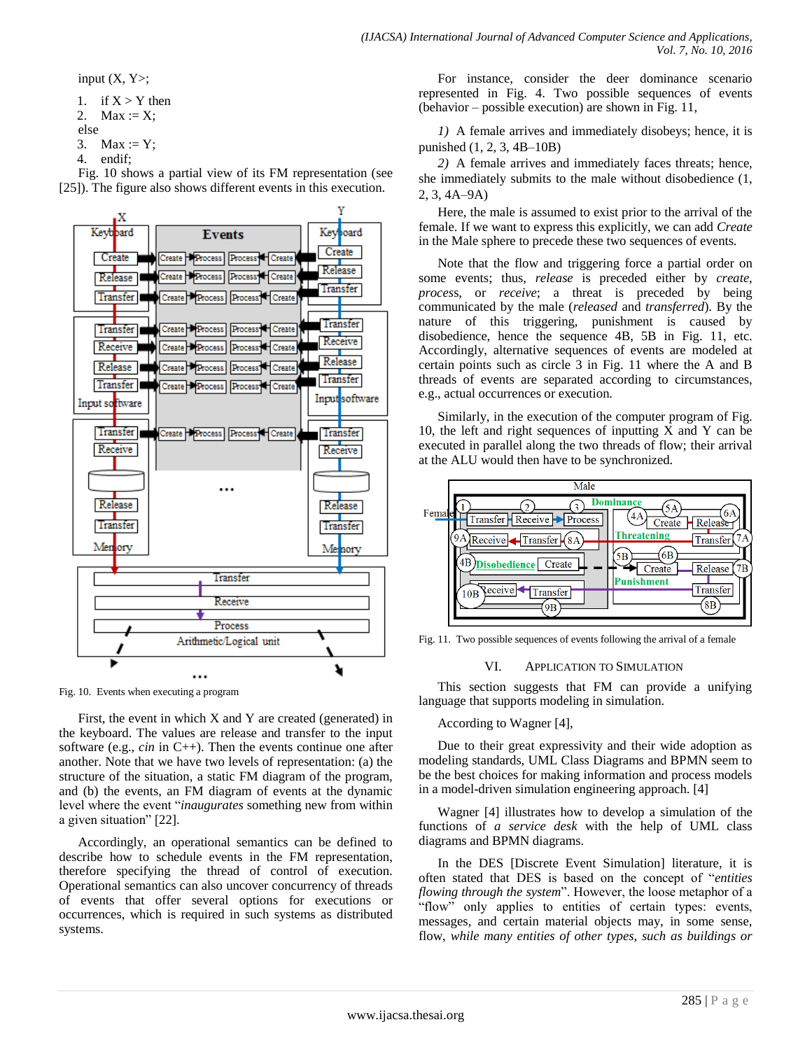input (X, Y>;

1. if X > Y then
2. Max := X;

else

3. Max := Y;
4. endif;

Fig. 10 shows a partial view of its FM representation (see [25]). The figure also shows different events in this execution.

Fig. 10. Events when executing a program

First, the event in which X and Y are created (generated) in the keyboard. The values are release and transfer to the input software (e.g., *cin* in C++). Then the events continue one after another. Note that we have two levels of representation: (a) the structure of the situation, a static FM diagram of the program, and (b) the events, an FM diagram of events at the dynamic level where the event "*inaugurates* something new from within a given situation" [22].

Accordingly, an operational semantics can be defined to describe how to schedule events in the FM representation, therefore specifying the thread of control of execution. Operational semantics can also uncover concurrency of threads of events that offer several options for executions or occurrences, which is required in such systems as distributed systems.

For instance, consider the deer dominance scenario represented in Fig. 4. Two possible sequences of events (behavior – possible execution) are shown in Fig. 11,

*1)* A female arrives and immediately disobeys; hence, it is punished (1, 2, 3, 4B–10B)

*2)* A female arrives and immediately faces threats; hence, she immediately submits to the male without disobedience (1, 2, 3, 4A–9A)

Here, the male is assumed to exist prior to the arrival of the female. If we want to express this explicitly, we can add *Create* in the Male sphere to precede these two sequences of events.

Note that the flow and triggering force a partial order on some events; thus, *release* is preceded either by *create*, *process*, or *receive*; a threat is preceded by being communicated by the male (*released* and *transferred*). By the nature of this triggering, punishment is caused by disobedience, hence the sequence 4B, 5B in Fig. 11, etc. Accordingly, alternative sequences of events are modeled at certain points such as circle 3 in Fig. 11 where the A and B threads of events are separated according to circumstances, e.g., actual occurrences or execution.

Similarly, in the execution of the computer program of Fig. 10, the left and right sequences of inputting X and Y can be executed in parallel along the two threads of flow; their arrival at the ALU would then have to be synchronized.

Fig. 11. Two possible sequences of events following the arrival of a female

## VI. Application to Simulation

This section suggests that FM can provide a unifying language that supports modeling in simulation.

According to Wagner [4],

Due to their great expressivity and their wide adoption as modeling standards, UML Class Diagrams and BPMN seem to be the best choices for making information and process models in a model-driven simulation engineering approach. [4]

Wagner [4] illustrates how to develop a simulation of the functions of *a service desk* with the help of UML class diagrams and BPMN diagrams.

In the DES [Discrete Event Simulation] literature, it is often stated that DES is based on the concept of "*entities flowing through the system*". However, the loose metaphor of a "flow" only applies to entities of certain types: events, messages, and certain material objects may, in some sense, flow, *while many entities of other types, such as buildings or*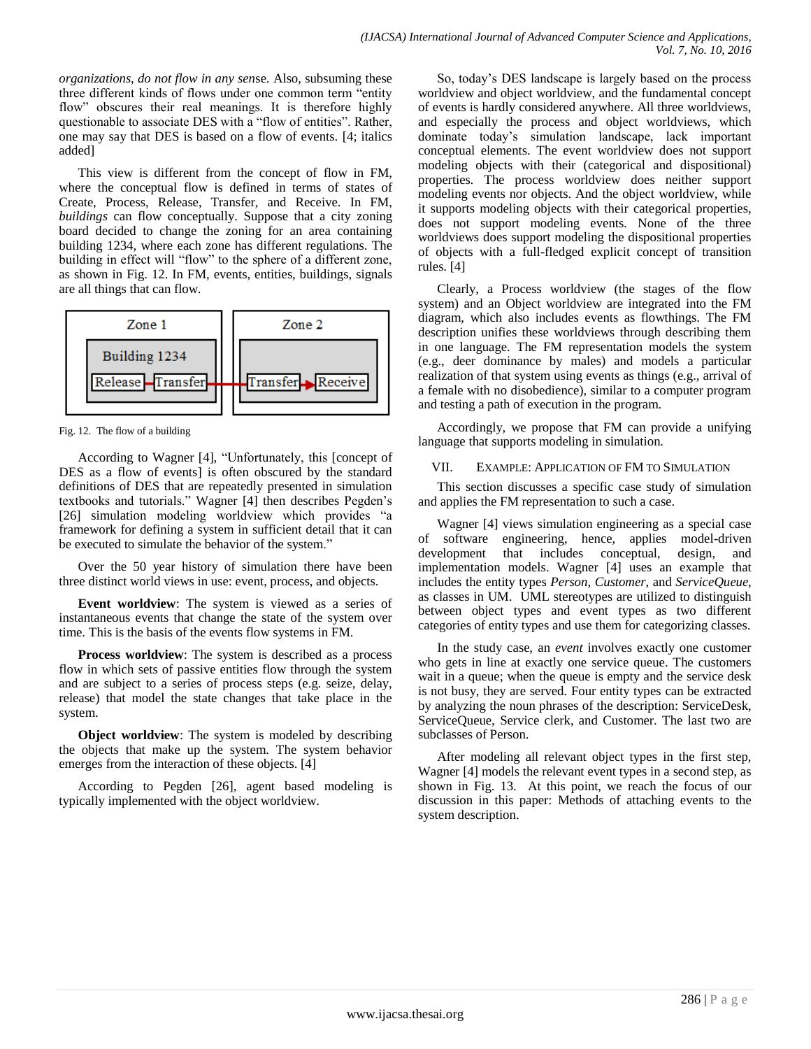*organizations, do not flow in any sen*se. Also, subsuming these three different kinds of flows under one common term "entity flow" obscures their real meanings. It is therefore highly questionable to associate DES with a "flow of entities". Rather, one may say that DES is based on a flow of events. [4; italics added]

This view is different from the concept of flow in FM, where the conceptual flow is defined in terms of states of Create, Process, Release, Transfer, and Receive. In FM, *buildings* can flow conceptually. Suppose that a city zoning board decided to change the zoning for an area containing building 1234, where each zone has different regulations. The building in effect will "flow" to the sphere of a different zone, as shown in Fig. 12. In FM, events, entities, buildings, signals are all things that can flow.

Fig. 12. The flow of a building

According to Wagner [4], "Unfortunately, this [concept of DES as a flow of events] is often obscured by the standard definitions of DES that are repeatedly presented in simulation textbooks and tutorials." Wagner [4] then describes Pegden's [26] simulation modeling worldview which provides "a framework for defining a system in sufficient detail that it can be executed to simulate the behavior of the system."

Over the 50 year history of simulation there have been three distinct world views in use: event, process, and objects.

**Event worldview**: The system is viewed as a series of instantaneous events that change the state of the system over time. This is the basis of the events flow systems in FM.

**Process worldview**: The system is described as a process flow in which sets of passive entities flow through the system and are subject to a series of process steps (e.g. seize, delay, release) that model the state changes that take place in the system.

**Object worldview**: The system is modeled by describing the objects that make up the system. The system behavior emerges from the interaction of these objects. [4]

According to Pegden [26], agent based modeling is typically implemented with the object worldview.

So, today's DES landscape is largely based on the process worldview and object worldview, and the fundamental concept of events is hardly considered anywhere. All three worldviews, and especially the process and object worldviews, which dominate today's simulation landscape, lack important conceptual elements. The event worldview does not support modeling objects with their (categorical and dispositional) properties. The process worldview does neither support modeling events nor objects. And the object worldview, while it supports modeling objects with their categorical properties, does not support modeling events. None of the three worldviews does support modeling the dispositional properties of objects with a full-fledged explicit concept of transition rules. [4]

Clearly, a Process worldview (the stages of the flow system) and an Object worldview are integrated into the FM diagram, which also includes events as flowthings. The FM description unifies these worldviews through describing them in one language. The FM representation models the system (e.g., deer dominance by males) and models a particular realization of that system using events as things (e.g., arrival of a female with no disobedience), similar to a computer program and testing a path of execution in the program.

Accordingly, we propose that FM can provide a unifying language that supports modeling in simulation.

## VII. Example: Application of FM to Simulation

This section discusses a specific case study of simulation and applies the FM representation to such a case.

Wagner [4] views simulation engineering as a special case of software engineering, hence, applies model-driven development that includes conceptual, design, and implementation models. Wagner [4] uses an example that includes the entity types *Person*, *Customer*, and *ServiceQueue*, as classes in UM. UML stereotypes are utilized to distinguish between object types and event types as two different categories of entity types and use them for categorizing classes.

In the study case, an *event* involves exactly one customer who gets in line at exactly one service queue. The customers wait in a queue; when the queue is empty and the service desk is not busy, they are served. Four entity types can be extracted by analyzing the noun phrases of the description: ServiceDesk, ServiceQueue, Service clerk, and Customer. The last two are subclasses of Person.

After modeling all relevant object types in the first step, Wagner [4] models the relevant event types in a second step, as shown in Fig. 13. At this point, we reach the focus of our discussion in this paper: Methods of attaching events to the system description.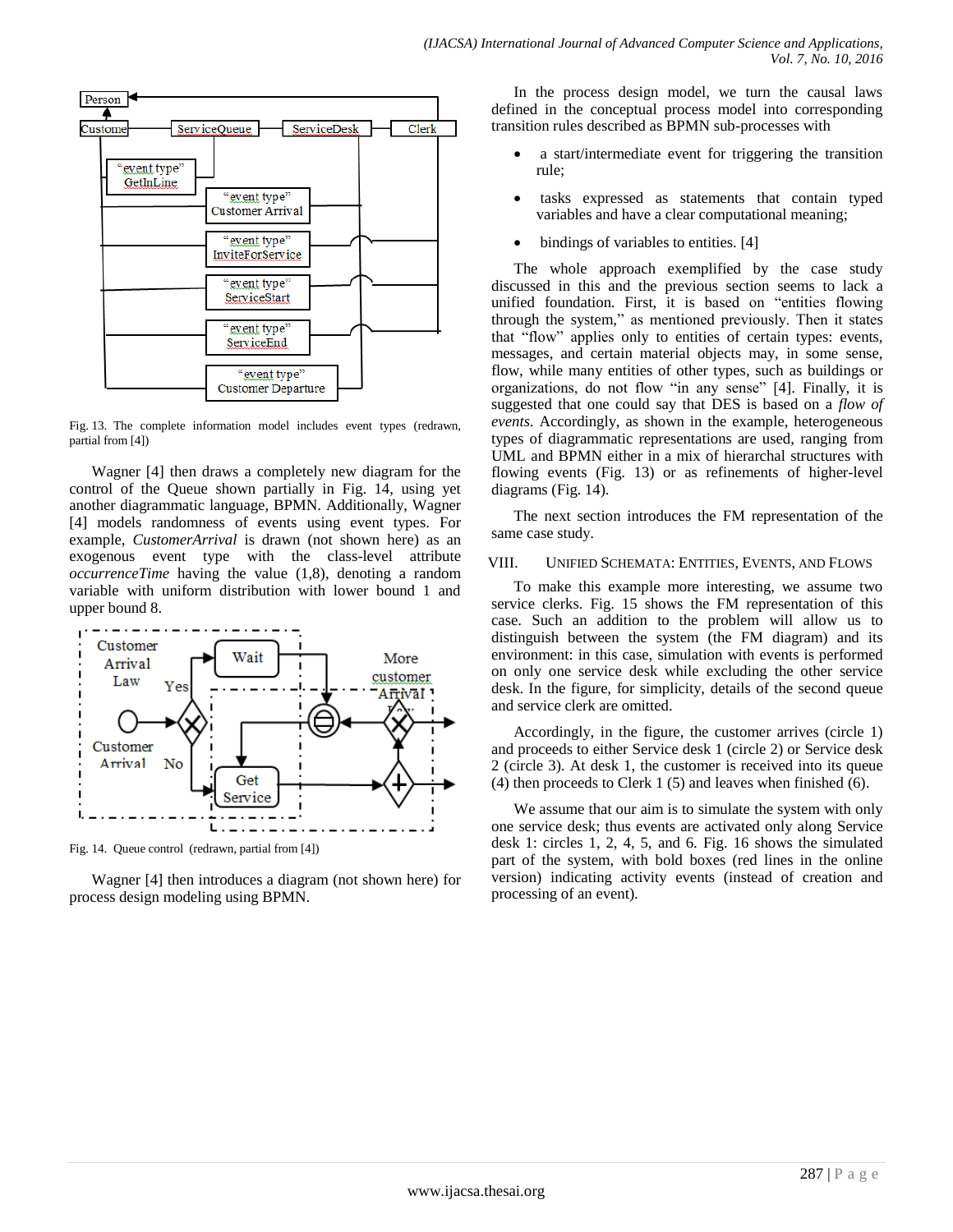Fig. 13. The complete information model includes event types (redrawn, partial from [4])

Wagner [4] then draws a completely new diagram for the control of the Queue shown partially in Fig. 14, using yet another diagrammatic language, BPMN. Additionally, Wagner [4] models randomness of events using event types. For example, *CustomerArrival* is drawn (not shown here) as an exogenous event type with the class-level attribute *occurrenceTime* having the value (1,8), denoting a random variable with uniform distribution with lower bound 1 and upper bound 8.

Fig. 14. Queue control (redrawn, partial from [4])

Wagner [4] then introduces a diagram (not shown here) for process design modeling using BPMN.

In the process design model, we turn the causal laws defined in the conceptual process model into corresponding transition rules described as BPMN sub-processes with

- a start/intermediate event for triggering the transition rule;
- tasks expressed as statements that contain typed variables and have a clear computational meaning;
- bindings of variables to entities. [4]

The whole approach exemplified by the case study discussed in this and the previous section seems to lack a unified foundation. First, it is based on "entities flowing through the system," as mentioned previously. Then it states that "flow" applies only to entities of certain types: events, messages, and certain material objects may, in some sense, flow, while many entities of other types, such as buildings or organizations, do not flow "in any sense" [4]. Finally, it is suggested that one could say that DES is based on a *flow of events*. Accordingly, as shown in the example, heterogeneous types of diagrammatic representations are used, ranging from UML and BPMN either in a mix of hierarchal structures with flowing events (Fig. 13) or as refinements of higher-level diagrams (Fig. 14).

The next section introduces the FM representation of the same case study.

## VIII. Unified Schemata: Entities, Events, and Flows

To make this example more interesting, we assume two service clerks. Fig. 15 shows the FM representation of this case. Such an addition to the problem will allow us to distinguish between the system (the FM diagram) and its environment: in this case, simulation with events is performed on only one service desk while excluding the other service desk. In the figure, for simplicity, details of the second queue and service clerk are omitted.

Accordingly, in the figure, the customer arrives (circle 1) and proceeds to either Service desk 1 (circle 2) or Service desk 2 (circle 3). At desk 1, the customer is received into its queue (4) then proceeds to Clerk 1 (5) and leaves when finished (6).

We assume that our aim is to simulate the system with only one service desk; thus events are activated only along Service desk 1: circles 1, 2, 4, 5, and 6. Fig. 16 shows the simulated part of the system, with bold boxes (red lines in the online version) indicating activity events (instead of creation and processing of an event).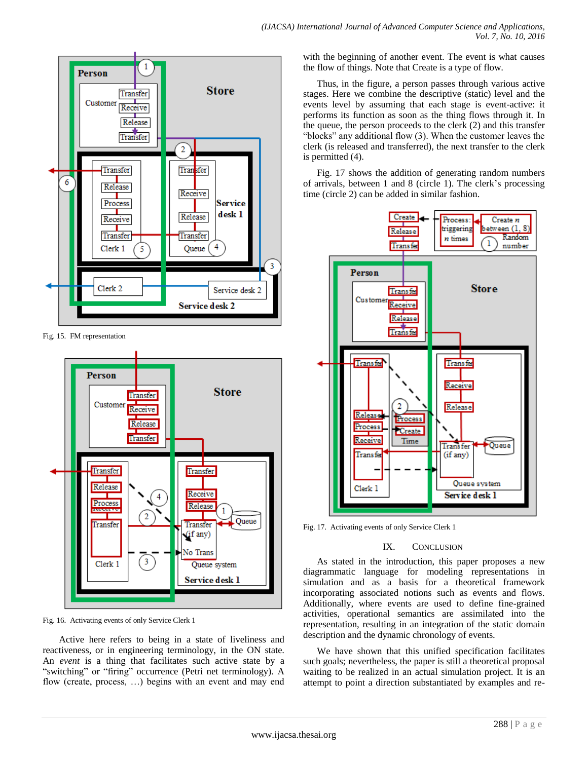Fig. 15. FM representation

Fig. 16. Activating events of only Service Clerk 1

Active here refers to being in a state of liveliness and reactiveness, or in engineering terminology, in the ON state. An *event* is a thing that facilitates such active state by a "switching" or "firing" occurrence (Petri net terminology). A flow (create, process, …) begins with an event and may end with the beginning of another event. The event is what causes the flow of things. Note that Create is a type of flow.

Thus, in the figure, a person passes through various active stages. Here we combine the descriptive (static) level and the events level by assuming that each stage is event-active: it performs its function as soon as the thing flows through it. In the queue, the person proceeds to the clerk (2) and this transfer "blocks" any additional flow (3). When the customer leaves the clerk (is released and transferred), the next transfer to the clerk is permitted (4).

Fig. 17 shows the addition of generating random numbers of arrivals, between 1 and 8 (circle 1). The clerk's processing time (circle 2) can be added in similar fashion.

Fig. 17. Activating events of only Service Clerk 1

## IX. Conclusion

As stated in the introduction, this paper proposes a new diagrammatic language for modeling representations in simulation and as a basis for a theoretical framework incorporating associated notions such as events and flows. Additionally, where events are used to define fine-grained activities, operational semantics are assimilated into the representation, resulting in an integration of the static domain description and the dynamic chronology of events.

We have shown that this unified specification facilitates such goals; nevertheless, the paper is still a theoretical proposal waiting to be realized in an actual simulation project. It is an attempt to point a direction substantiated by examples and re-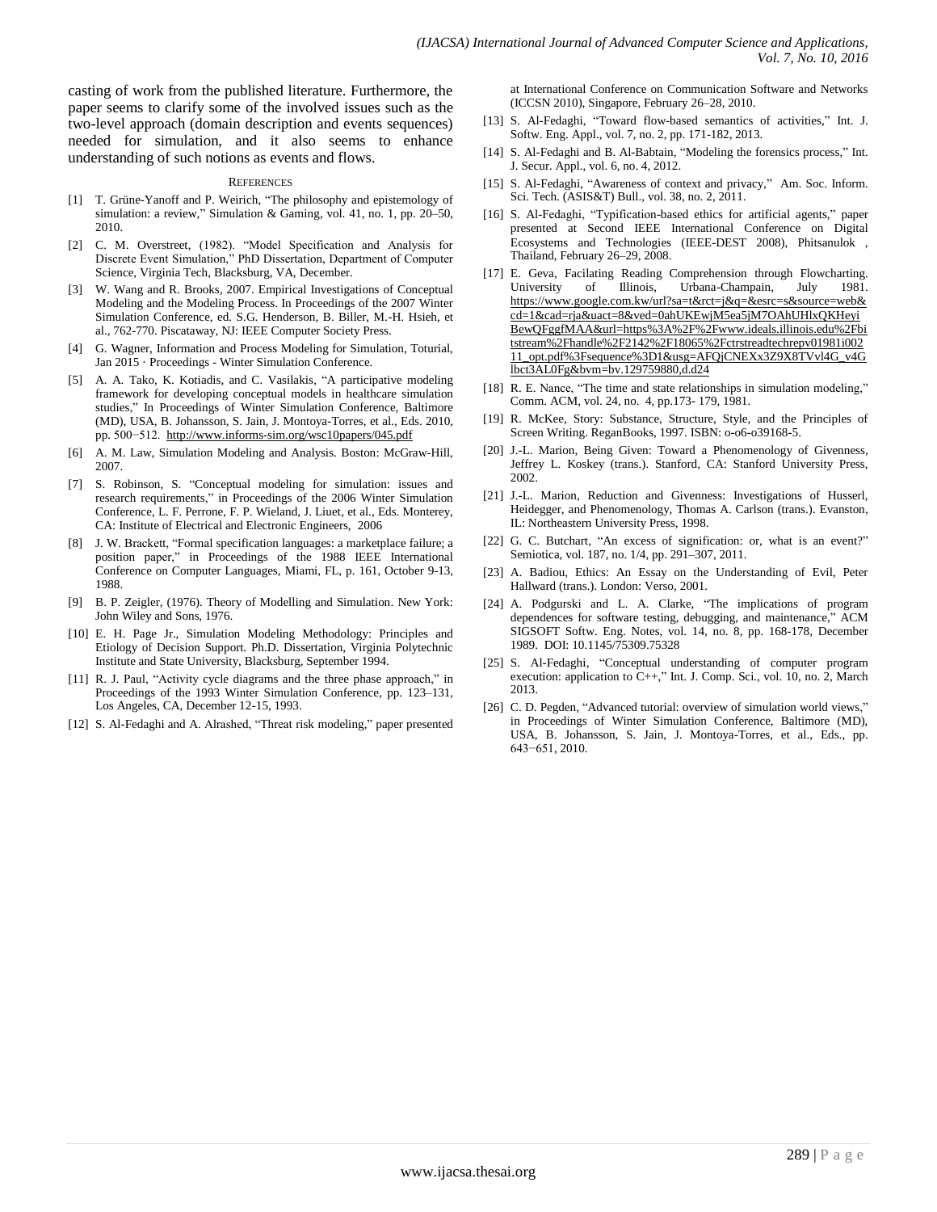casting of work from the published literature. Furthermore, the paper seems to clarify some of the involved issues such as the two-level approach (domain description and events sequences) needed for simulation, and it also seems to enhance understanding of such notions as events and flows.

## References

[1] T. Grüne-Yanoff and P. Weirich, "The philosophy and epistemology of simulation: a review," Simulation & Gaming, vol. 41, no. 1, pp. 20–50, 2010.

[2] C. M. Overstreet, (1982). "Model Specification and Analysis for Discrete Event Simulation," PhD Dissertation, Department of Computer Science, Virginia Tech, Blacksburg, VA, December.

[3] W. Wang and R. Brooks, 2007. Empirical Investigations of Conceptual Modeling and the Modeling Process. In Proceedings of the 2007 Winter Simulation Conference, ed. S.G. Henderson, B. Biller, M.-H. Hsieh, et al., 762-770. Piscataway, NJ: IEEE Computer Society Press.

[4] G. Wagner, Information and Process Modeling for Simulation, Toturial, Jan 2015 · Proceedings - Winter Simulation Conference.

[5] A. A. Tako, K. Kotiadis, and C. Vasilakis, "A participative modeling framework for developing conceptual models in healthcare simulation studies," In Proceedings of Winter Simulation Conference, Baltimore (MD), USA, B. Johansson, S. Jain, J. Montoya-Torres, et al., Eds. 2010, pp. 500−512. http://www.informs-sim.org/wsc10papers/045.pdf

[6] A. M. Law, Simulation Modeling and Analysis. Boston: McGraw-Hill, 2007.

[7] S. Robinson, S. "Conceptual modeling for simulation: issues and research requirements," in Proceedings of the 2006 Winter Simulation Conference, L. F. Perrone, F. P. Wieland, J. Liuet, et al., Eds. Monterey, CA: Institute of Electrical and Electronic Engineers, 2006

[8] J. W. Brackett, "Formal specification languages: a marketplace failure; a position paper," in Proceedings of the 1988 IEEE International Conference on Computer Languages, Miami, FL, p. 161, October 9-13, 1988.

[9] B. P. Zeigler, (1976). Theory of Modelling and Simulation. New York: John Wiley and Sons, 1976.

[10] E. H. Page Jr., Simulation Modeling Methodology: Principles and Etiology of Decision Support. Ph.D. Dissertation, Virginia Polytechnic Institute and State University, Blacksburg, September 1994.

[11] R. J. Paul, "Activity cycle diagrams and the three phase approach," in Proceedings of the 1993 Winter Simulation Conference, pp. 123–131, Los Angeles, CA, December 12-15, 1993.

[12] S. Al-Fedaghi and A. Alrashed, "Threat risk modeling," paper presented at International Conference on Communication Software and Networks (ICCSN 2010), Singapore, February 26–28, 2010.

[13] S. Al-Fedaghi, "Toward flow-based semantics of activities," Int. J. Softw. Eng. Appl., vol. 7, no. 2, pp. 171-182, 2013.

[14] S. Al-Fedaghi and B. Al-Babtain, "Modeling the forensics process," Int. J. Secur. Appl., vol. 6, no. 4, 2012.

[15] S. Al-Fedaghi, "Awareness of context and privacy," Am. Soc. Inform. Sci. Tech. (ASIS&T) Bull., vol. 38, no. 2, 2011.

[16] S. Al-Fedaghi, "Typification-based ethics for artificial agents," paper presented at Second IEEE International Conference on Digital Ecosystems and Technologies (IEEE-DEST 2008), Phitsanulok , Thailand, February 26–29, 2008.

[17] E. Geva, Facilating Reading Comprehension through Flowcharting. University of Illinois, Urbana-Champain, July 1981. https://www.google.com.kw/url?sa=t&rct=j&q=&esrc=s&source=web&cd=1&cad=rja&uact=8&ved=0ahUKEwjM5ea5jM7OAhUHlxQKHeyiBewQFggfMAA&url=https%3A%2F%2Fwww.ideals.illinois.edu%2Fbitstream%2Fhandle%2F2142%2F18065%2Fctrstreadtechrepv01981i00211_opt.pdf%3Fsequence%3D1&usg=AFQjCNEXx3Z9X8TVvl4G_v4Glbct3AL0Fg&bvm=bv.129759880,d.d24

[18] R. E. Nance, "The time and state relationships in simulation modeling," Comm. ACM, vol. 24, no. 4, pp.173- 179, 1981.

[19] R. McKee, Story: Substance, Structure, Style, and the Principles of Screen Writing. ReganBooks, 1997. ISBN: o-o6-o39168-5.

[20] J.-L. Marion, Being Given: Toward a Phenomenology of Givenness, Jeffrey L. Koskey (trans.). Stanford, CA: Stanford University Press, 2002.

[21] J.-L. Marion, Reduction and Givenness: Investigations of Husserl, Heidegger, and Phenomenology, Thomas A. Carlson (trans.). Evanston, IL: Northeastern University Press, 1998.

[22] G. C. Butchart, "An excess of signification: or, what is an event?" Semiotica, vol. 187, no. 1/4, pp. 291–307, 2011.

[23] A. Badiou, Ethics: An Essay on the Understanding of Evil, Peter Hallward (trans.). London: Verso, 2001.

[24] A. Podgurski and L. A. Clarke, "The implications of program dependences for software testing, debugging, and maintenance," ACM SIGSOFT Softw. Eng. Notes, vol. 14, no. 8, pp. 168-178, December 1989. DOI: 10.1145/75309.75328

[25] S. Al-Fedaghi, "Conceptual understanding of computer program execution: application to C++," Int. J. Comp. Sci., vol. 10, no. 2, March 2013.

[26] C. D. Pegden, "Advanced tutorial: overview of simulation world views," in Proceedings of Winter Simulation Conference, Baltimore (MD), USA, B. Johansson, S. Jain, J. Montoya-Torres, et al., Eds., pp. 643−651, 2010.